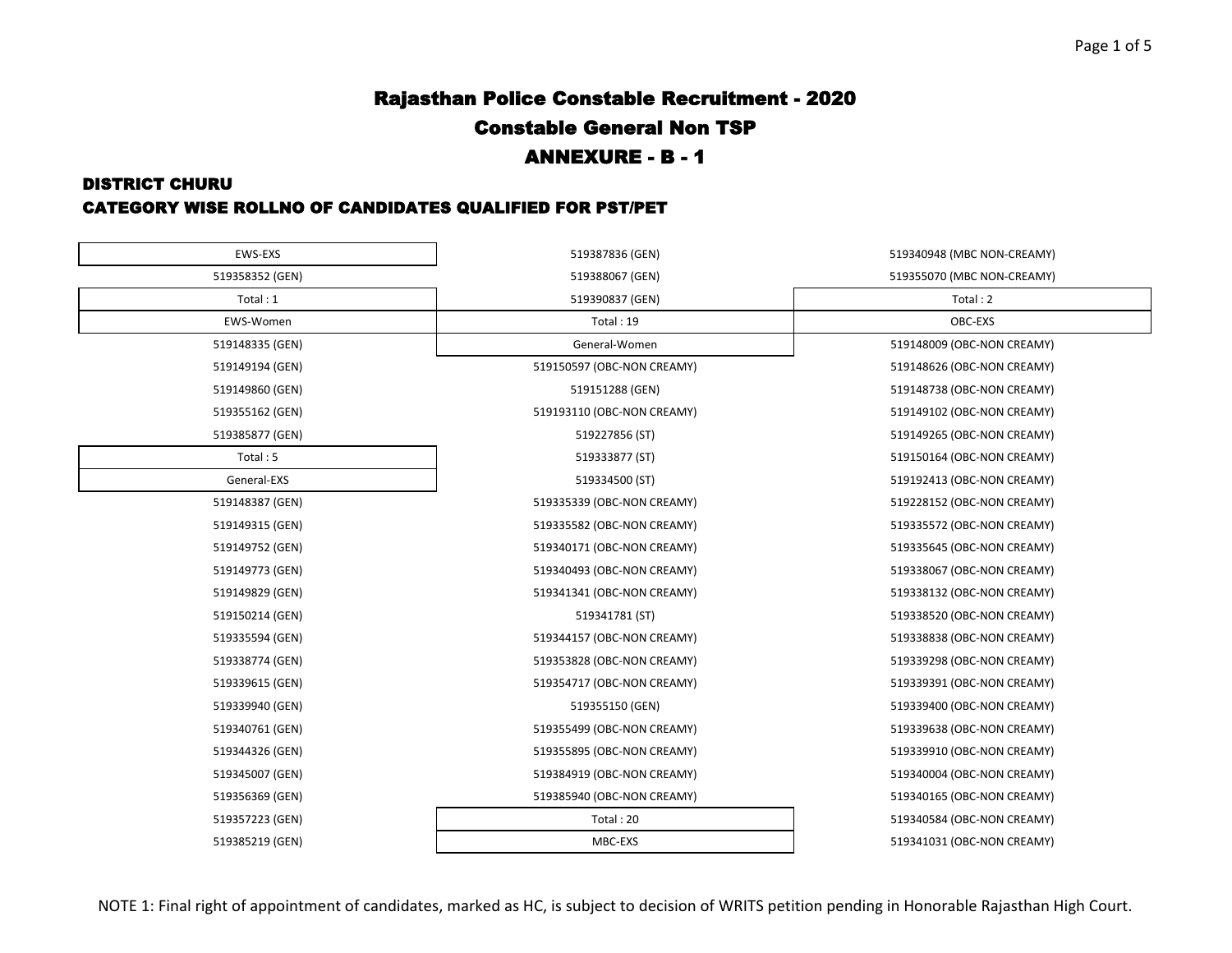# Rajasthan Police Constable Recruitment - 2020

## Constable General Non TSP

## ANNEXURE - B - 1

### DISTRICT CHURU

### CATEGORY WISE ROLLNO OF CANDIDATES QUALIFIED FOR PST/PET

**EWS-EXS**

519358352 (GEN)

Total : 1

**EWS-Women**

519148335 (GEN)
519149194 (GEN)
519149860 (GEN)
519355162 (GEN)
519385877 (GEN)

Total : 5

**General-EXS**

519148387 (GEN)
519149315 (GEN)
519149752 (GEN)
519149773 (GEN)
519149829 (GEN)
519150214 (GEN)
519335594 (GEN)
519338774 (GEN)
519339615 (GEN)
519339940 (GEN)
519340761 (GEN)
519344326 (GEN)
519345007 (GEN)
519356369 (GEN)
519357223 (GEN)
519385219 (GEN)
519387836 (GEN)
519388067 (GEN)
519390837 (GEN)

Total : 19

**General-Women**

519150597 (OBC-NON CREAMY)
519151288 (GEN)
519193110 (OBC-NON CREAMY)
519227856 (ST)
519333877 (ST)
519334500 (ST)
519335339 (OBC-NON CREAMY)
519335582 (OBC-NON CREAMY)
519340171 (OBC-NON CREAMY)
519340493 (OBC-NON CREAMY)
519341341 (OBC-NON CREAMY)
519341781 (ST)
519344157 (OBC-NON CREAMY)
519353828 (OBC-NON CREAMY)
519354717 (OBC-NON CREAMY)
519355150 (GEN)
519355499 (OBC-NON CREAMY)
519355895 (OBC-NON CREAMY)
519384919 (OBC-NON CREAMY)
519385940 (OBC-NON CREAMY)

Total : 20

**MBC-EXS**

519340948 (MBC NON-CREAMY)
519355070 (MBC NON-CREAMY)

Total : 2

**OBC-EXS**

519148009 (OBC-NON CREAMY)
519148626 (OBC-NON CREAMY)
519148738 (OBC-NON CREAMY)
519149102 (OBC-NON CREAMY)
519149265 (OBC-NON CREAMY)
519150164 (OBC-NON CREAMY)
519192413 (OBC-NON CREAMY)
519228152 (OBC-NON CREAMY)
519335572 (OBC-NON CREAMY)
519335645 (OBC-NON CREAMY)
519338067 (OBC-NON CREAMY)
519338132 (OBC-NON CREAMY)
519338520 (OBC-NON CREAMY)
519338838 (OBC-NON CREAMY)
519339298 (OBC-NON CREAMY)
519339391 (OBC-NON CREAMY)
519339400 (OBC-NON CREAMY)
519339638 (OBC-NON CREAMY)
519339910 (OBC-NON CREAMY)
519340004 (OBC-NON CREAMY)
519340165 (OBC-NON CREAMY)
519340584 (OBC-NON CREAMY)
519341031 (OBC-NON CREAMY)

NOTE 1: Final right of appointment of candidates, marked as HC, is subject to decision of WRITS petition pending in Honorable Rajasthan High Court.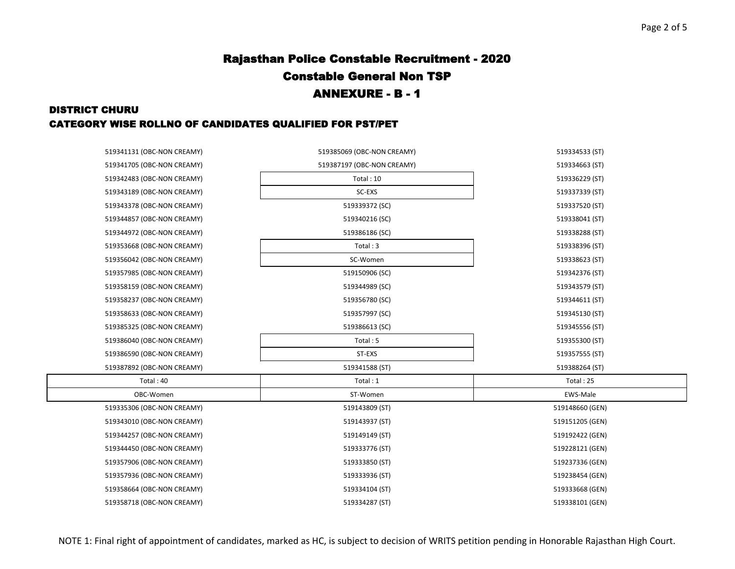# Rajasthan Police Constable Recruitment - 2020

## Constable General Non TSP

## ANNEXURE - B - 1

### DISTRICT CHURU

### CATEGORY WISE ROLLNO OF CANDIDATES QUALIFIED FOR PST/PET

| | | |
|---|---|---|
| 519341131 (OBC-NON CREAMY) | 519385069 (OBC-NON CREAMY) | 519334533 (ST) |
| 519341705 (OBC-NON CREAMY) | 519387197 (OBC-NON CREAMY) | 519334663 (ST) |
| 519342483 (OBC-NON CREAMY) | Total : 10 | 519336229 (ST) |
| 519343189 (OBC-NON CREAMY) | SC-EXS | 519337339 (ST) |
| 519343378 (OBC-NON CREAMY) | 519339372 (SC) | 519337520 (ST) |
| 519344857 (OBC-NON CREAMY) | 519340216 (SC) | 519338041 (ST) |
| 519344972 (OBC-NON CREAMY) | 519386186 (SC) | 519338288 (ST) |
| 519353668 (OBC-NON CREAMY) | Total : 3 | 519338396 (ST) |
| 519356042 (OBC-NON CREAMY) | SC-Women | 519338623 (ST) |
| 519357985 (OBC-NON CREAMY) | 519150906 (SC) | 519342376 (ST) |
| 519358159 (OBC-NON CREAMY) | 519344989 (SC) | 519343579 (ST) |
| 519358237 (OBC-NON CREAMY) | 519356780 (SC) | 519344611 (ST) |
| 519358633 (OBC-NON CREAMY) | 519357997 (SC) | 519345130 (ST) |
| 519385325 (OBC-NON CREAMY) | 519386613 (SC) | 519345556 (ST) |
| 519386040 (OBC-NON CREAMY) | Total : 5 | 519355300 (ST) |
| 519386590 (OBC-NON CREAMY) | ST-EXS | 519357555 (ST) |
| 519387892 (OBC-NON CREAMY) | 519341588 (ST) | 519388264 (ST) |
| Total : 40 | Total : 1 | Total : 25 |
| OBC-Women | ST-Women | EWS-Male |
| 519335306 (OBC-NON CREAMY) | 519143809 (ST) | 519148660 (GEN) |
| 519343010 (OBC-NON CREAMY) | 519143937 (ST) | 519151205 (GEN) |
| 519344257 (OBC-NON CREAMY) | 519149149 (ST) | 519192422 (GEN) |
| 519344450 (OBC-NON CREAMY) | 519333776 (ST) | 519228121 (GEN) |
| 519357906 (OBC-NON CREAMY) | 519333850 (ST) | 519237336 (GEN) |
| 519357936 (OBC-NON CREAMY) | 519333936 (ST) | 519238454 (GEN) |
| 519358664 (OBC-NON CREAMY) | 519334104 (ST) | 519333668 (GEN) |
| 519358718 (OBC-NON CREAMY) | 519334287 (ST) | 519338101 (GEN) |

NOTE 1: Final right of appointment of candidates, marked as HC, is subject to decision of WRITS petition pending in Honorable Rajasthan High Court.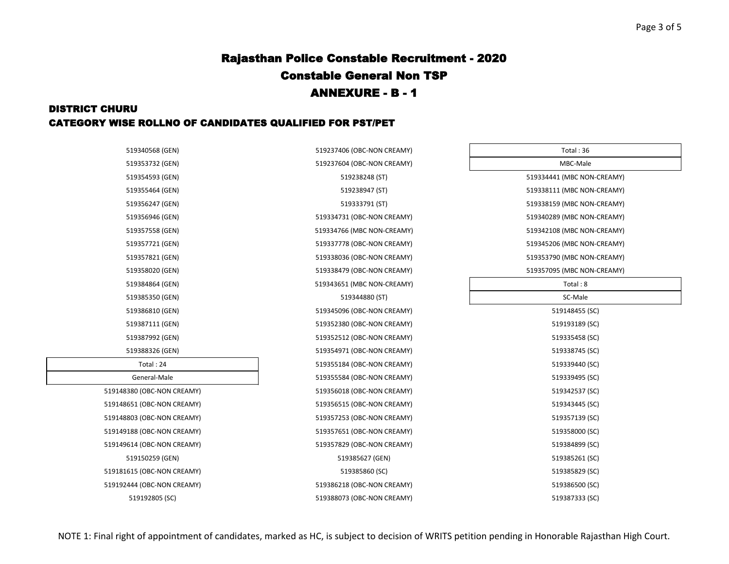# Rajasthan Police Constable Recruitment - 2020

## Constable General Non TSP

## ANNEXURE - B - 1

### DISTRICT CHURU

### CATEGORY WISE ROLLNO OF CANDIDATES QUALIFIED FOR PST/PET

519340568 (GEN)
519353732 (GEN)
519354593 (GEN)
519355464 (GEN)
519356247 (GEN)
519356946 (GEN)
519357558 (GEN)
519357721 (GEN)
519357821 (GEN)
519358020 (GEN)
519384864 (GEN)
519385350 (GEN)
519386810 (GEN)
519387111 (GEN)
519387992 (GEN)
519388326 (GEN)

| Total : 24 |
|---|
| General-Male |

519148380 (OBC-NON CREAMY)
519148651 (OBC-NON CREAMY)
519148803 (OBC-NON CREAMY)
519149188 (OBC-NON CREAMY)
519149614 (OBC-NON CREAMY)
519150259 (GEN)
519181615 (OBC-NON CREAMY)
519192444 (OBC-NON CREAMY)
519192805 (SC)
519237406 (OBC-NON CREAMY)
519237604 (OBC-NON CREAMY)
519238248 (ST)
519238947 (ST)
519333791 (ST)
519334731 (OBC-NON CREAMY)
519334766 (MBC NON-CREAMY)
519337778 (OBC-NON CREAMY)
519338036 (OBC-NON CREAMY)
519338479 (OBC-NON CREAMY)
519343651 (MBC NON-CREAMY)
519344880 (ST)
519345096 (OBC-NON CREAMY)
519352380 (OBC-NON CREAMY)
519352512 (OBC-NON CREAMY)
519354971 (OBC-NON CREAMY)
519355184 (OBC-NON CREAMY)
519355584 (OBC-NON CREAMY)
519356018 (OBC-NON CREAMY)
519356515 (OBC-NON CREAMY)
519357253 (OBC-NON CREAMY)
519357651 (OBC-NON CREAMY)
519357829 (OBC-NON CREAMY)
519385627 (GEN)
519385860 (SC)
519386218 (OBC-NON CREAMY)
519388073 (OBC-NON CREAMY)

| Total : 36 |
|---|
| MBC-Male |

519334441 (MBC NON-CREAMY)
519338111 (MBC NON-CREAMY)
519338159 (MBC NON-CREAMY)
519340289 (MBC NON-CREAMY)
519342108 (MBC NON-CREAMY)
519345206 (MBC NON-CREAMY)
519353790 (MBC NON-CREAMY)
519357095 (MBC NON-CREAMY)

| Total : 8 |
|---|
| SC-Male |

519148455 (SC)
519193189 (SC)
519335458 (SC)
519338745 (SC)
519339440 (SC)
519339495 (SC)
519342537 (SC)
519343445 (SC)
519357139 (SC)
519358000 (SC)
519384899 (SC)
519385261 (SC)
519385829 (SC)
519386500 (SC)
519387333 (SC)

NOTE 1: Final right of appointment of candidates, marked as HC, is subject to decision of WRITS petition pending in Honorable Rajasthan High Court.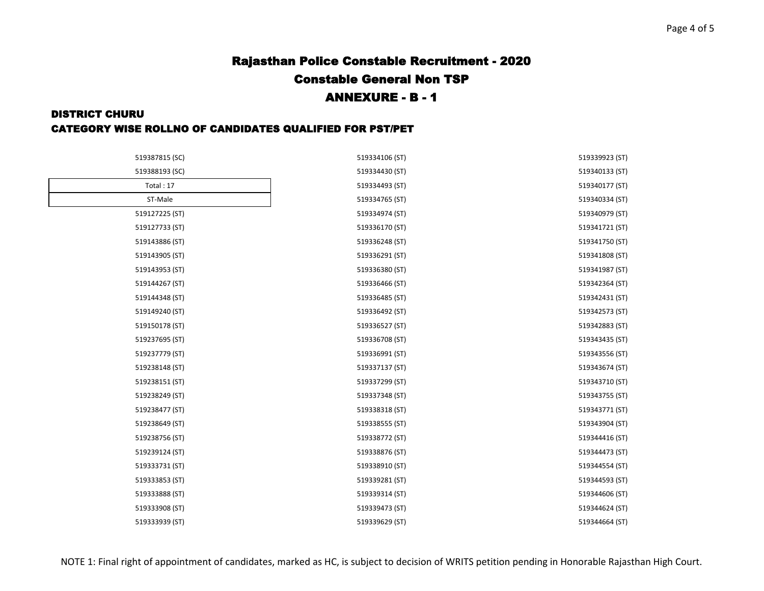# Rajasthan Police Constable Recruitment - 2020

## Constable General Non TSP

## ANNEXURE - B - 1

### DISTRICT CHURU

### CATEGORY WISE ROLLNO OF CANDIDATES QUALIFIED FOR PST/PET

519387815 (SC)
519388193 (SC)

Total : 17

**ST-Male**

519127225 (ST)
519127733 (ST)
519143886 (ST)
519143905 (ST)
519143953 (ST)
519144267 (ST)
519144348 (ST)
519149240 (ST)
519150178 (ST)
519237695 (ST)
519237779 (ST)
519238148 (ST)
519238151 (ST)
519238249 (ST)
519238477 (ST)
519238649 (ST)
519238756 (ST)
519239124 (ST)
519333731 (ST)
519333853 (ST)
519333888 (ST)
519333908 (ST)
519333939 (ST)
519334106 (ST)
519334430 (ST)
519334493 (ST)
519334765 (ST)
519334974 (ST)
519336170 (ST)
519336248 (ST)
519336291 (ST)
519336380 (ST)
519336466 (ST)
519336485 (ST)
519336492 (ST)
519336527 (ST)
519336708 (ST)
519336991 (ST)
519337137 (ST)
519337299 (ST)
519337348 (ST)
519338318 (ST)
519338555 (ST)
519338772 (ST)
519338876 (ST)
519338910 (ST)
519339281 (ST)
519339314 (ST)
519339473 (ST)
519339629 (ST)
519339923 (ST)
519340133 (ST)
519340177 (ST)
519340334 (ST)
519340979 (ST)
519341721 (ST)
519341750 (ST)
519341808 (ST)
519341987 (ST)
519342364 (ST)
519342431 (ST)
519342573 (ST)
519342883 (ST)
519343435 (ST)
519343556 (ST)
519343674 (ST)
519343710 (ST)
519343755 (ST)
519343771 (ST)
519343904 (ST)
519344416 (ST)
519344473 (ST)
519344554 (ST)
519344593 (ST)
519344606 (ST)
519344624 (ST)
519344664 (ST)

NOTE 1: Final right of appointment of candidates, marked as HC, is subject to decision of WRITS petition pending in Honorable Rajasthan High Court.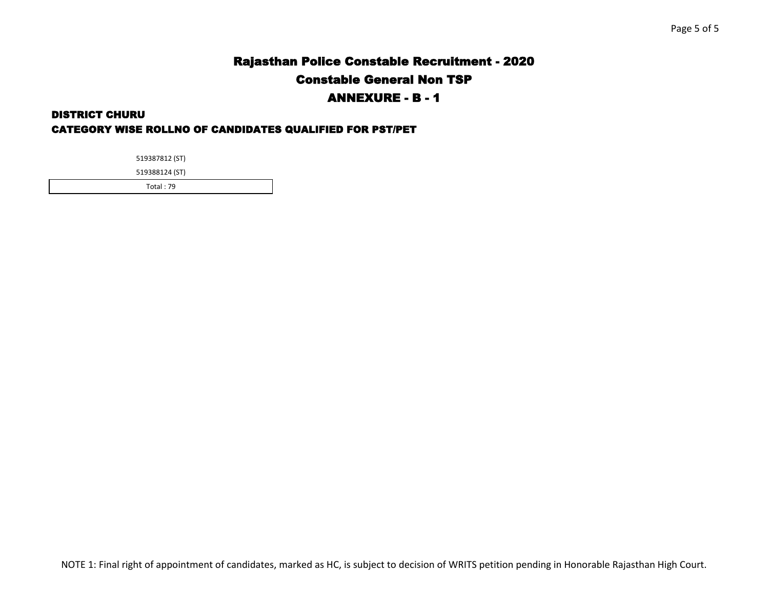# Rajasthan Police Constable Recruitment - 2020

## Constable General Non TSP

## ANNEXURE - B - 1

### DISTRICT CHURU

### CATEGORY WISE ROLLNO OF CANDIDATES QUALIFIED FOR PST/PET

519387812 (ST)

519388124 (ST)

Total : 79

NOTE 1: Final right of appointment of candidates, marked as HC, is subject to decision of WRITS petition pending in Honorable Rajasthan High Court.